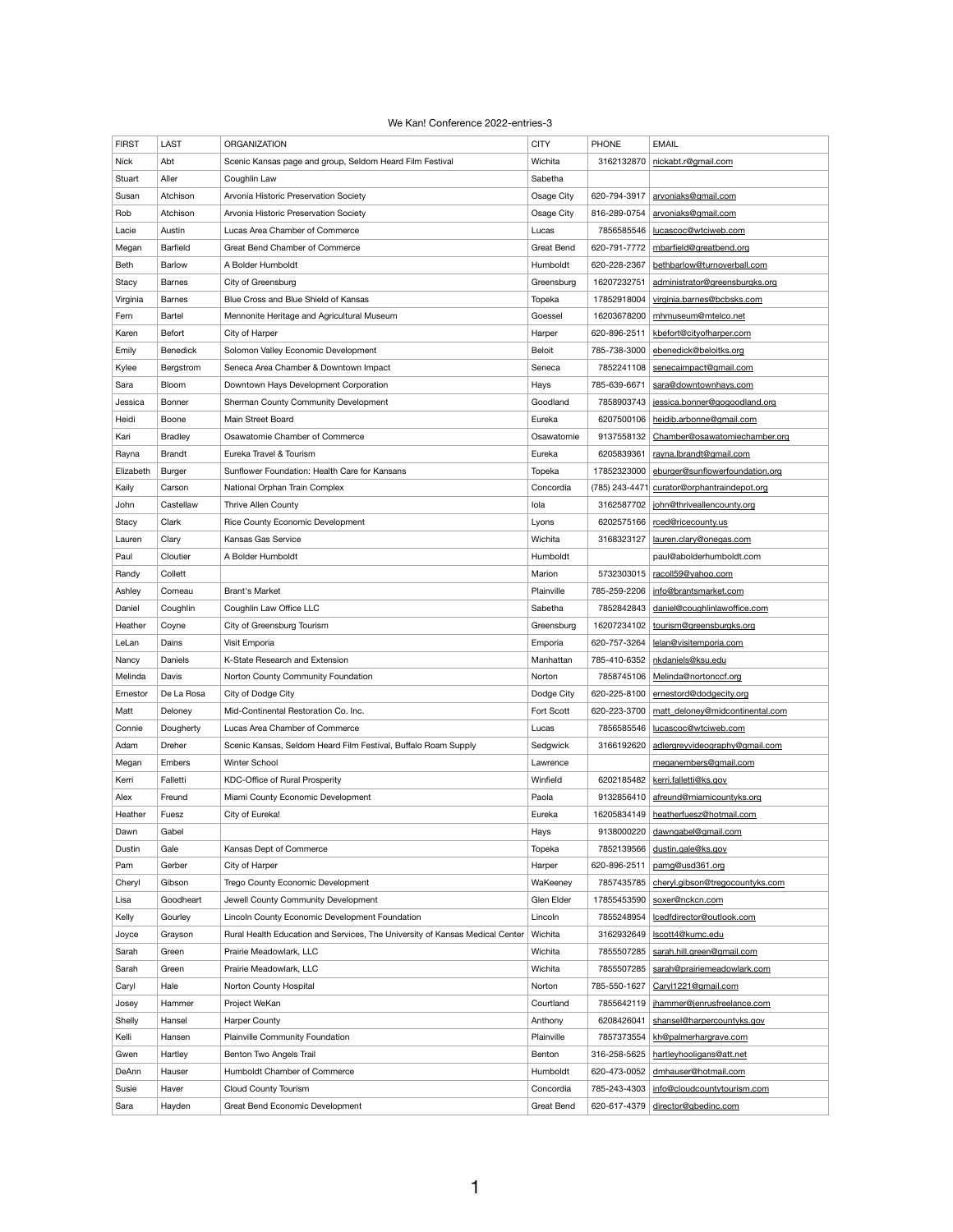We Kan! Conference 2022-entries-3

| FIRST | LAST | ORGANIZATION | CITY | PHONE | EMAIL |
|---|---|---|---|---|---|
| Nick | Abt | Scenic Kansas page and group, Seldom Heard Film Festival | Wichita | 3162132870 | nickabt.r@gmail.com |
| Stuart | Aller | Coughlin Law | Sabetha | | |
| Susan | Atchison | Arvonia Historic Preservation Society | Osage City | 620-794-3917 | arvoniaks@gmail.com |
| Rob | Atchison | Arvonia Historic Preservation Society | Osage City | 816-289-0754 | arvoniaks@gmail.com |
| Lacie | Austin | Lucas Area Chamber of Commerce | Lucas | 7856585546 | lucascoc@wtciweb.com |
| Megan | Barfield | Great Bend Chamber of Commerce | Great Bend | 620-791-7772 | mbarfield@greatbend.org |
| Beth | Barlow | A Bolder Humboldt | Humboldt | 620-228-2367 | bethbarlow@turnoverball.com |
| Stacy | Barnes | City of Greensburg | Greensburg | 16207232751 | administrator@greensburgks.org |
| Virginia | Barnes | Blue Cross and Blue Shield of Kansas | Topeka | 17852918004 | virginia.barnes@bcbsks.com |
| Fern | Bartel | Mennonite Heritage and Agricultural Museum | Goessel | 16203678200 | mhmuseum@mtelco.net |
| Karen | Befort | City of Harper | Harper | 620-896-2511 | kbefort@cityofharper.com |
| Emily | Benedick | Solomon Valley Economic Development | Beloit | 785-738-3000 | ebenedick@beloitks.org |
| Kylee | Bergstrom | Seneca Area Chamber & Downtown Impact | Seneca | 7852241108 | senecaimpact@gmail.com |
| Sara | Bloom | Downtown Hays Development Corporation | Hays | 785-639-6671 | sara@downtownhays.com |
| Jessica | Bonner | Sherman County Community Development | Goodland | 7858903743 | jessica.bonner@gogoodland.org |
| Heidi | Boone | Main Street Board | Eureka | 6207500106 | heidib.arbonne@gmail.com |
| Kari | Bradley | Osawatomie Chamber of Commerce | Osawatomie | 9137558132 | Chamber@osawatomiechamber.org |
| Rayna | Brandt | Eureka Travel & Tourism | Eureka | 6205839361 | rayna.lbrandt@gmail.com |
| Elizabeth | Burger | Sunflower Foundation: Health Care for Kansans | Topeka | 17852323000 | eburger@sunflowerfoundation.org |
| Kaily | Carson | National Orphan Train Complex | Concordia | (785) 243-4471 | curator@orphantraindepot.org |
| John | Castellaw | Thrive Allen County | Iola | 3162587702 | john@thriveallencounty.org |
| Stacy | Clark | Rice County Economic Development | Lyons | 6202575166 | rced@ricecounty.us |
| Lauren | Clary | Kansas Gas Service | Wichita | 3168323127 | lauren.clary@onegas.com |
| Paul | Cloutier | A Bolder Humboldt | Humboldt | | paul@abolderhumboldt.com |
| Randy | Collett | | Marion | 5732303015 | racoll59@yahoo.com |
| Ashley | Comeau | Brant's Market | Plainville | 785-259-2206 | info@brantsmarket.com |
| Daniel | Coughlin | Coughlin Law Office LLC | Sabetha | 7852842843 | daniel@coughlinlawoffice.com |
| Heather | Coyne | City of Greensburg Tourism | Greensburg | 16207234102 | tourism@greensburgks.org |
| LeLan | Dains | Visit Emporia | Emporia | 620-757-3264 | lelan@visitemporia.com |
| Nancy | Daniels | K-State Research and Extension | Manhattan | 785-410-6352 | nkdaniels@ksu.edu |
| Melinda | Davis | Norton County Community Foundation | Norton | 7858745106 | Melinda@nortonccf.org |
| Ernestor | De La Rosa | City of Dodge City | Dodge City | 620-225-8100 | ernestord@dodgecity.org |
| Matt | Deloney | Mid-Continental Restoration Co. Inc. | Fort Scott | 620-223-3700 | matt_deloney@midcontinental.com |
| Connie | Dougherty | Lucas Area Chamber of Commerce | Lucas | 7856585546 | lucascoc@wtciweb.com |
| Adam | Dreher | Scenic Kansas, Seldom Heard Film Festival, Buffalo Roam Supply | Sedgwick | 3166192620 | adlergreyvideography@gmail.com |
| Megan | Embers | Winter School | Lawrence | | meganembers@gmail.com |
| Kerri | Falletti | KDC-Office of Rural Prosperity | Winfield | 6202185482 | kerri.falletti@ks.gov |
| Alex | Freund | Miami County Economic Development | Paola | 9132856410 | afreund@miamicountyks.org |
| Heather | Fuesz | City of Eureka! | Eureka | 16205834149 | heatherfuesz@hotmail.com |
| Dawn | Gabel | | Hays | 9138000220 | dawngabel@gmail.com |
| Dustin | Gale | Kansas Dept of Commerce | Topeka | 7852139566 | dustin.gale@ks.gov |
| Pam | Gerber | City of Harper | Harper | 620-896-2511 | pamg@usd361.org |
| Cheryl | Gibson | Trego County Economic Development | WaKeeney | 7857435785 | cheryl.gibson@tregocountyks.com |
| Lisa | Goodheart | Jewell County Community Development | Glen Elder | 17855453590 | soxer@nckcn.com |
| Kelly | Gourley | Lincoln County Economic Development Foundation | Lincoln | 7855248954 | lcedfdirector@outlook.com |
| Joyce | Grayson | Rural Health Education and Services, The University of Kansas Medical Center | Wichita | 3162932649 | lscott4@kumc.edu |
| Sarah | Green | Prairie Meadowlark, LLC | Wichita | 7855507285 | sarah.hill.green@gmail.com |
| Sarah | Green | Prairie Meadowlark, LLC | Wichita | 7855507285 | sarah@prairiemeadowlark.com |
| Caryl | Hale | Norton County Hospital | Norton | 785-550-1627 | Caryl1221@gmail.com |
| Josey | Hammer | Project WeKan | Courtland | 7855642119 | jhammer@jenrusfreelance.com |
| Shelly | Hansel | Harper County | Anthony | 6208426041 | shansel@harpercountyks.gov |
| Kelli | Hansen | Plainville Community Foundation | Plainville | 7857373554 | kh@palmerhargrave.com |
| Gwen | Hartley | Benton Two Angels Trail | Benton | 316-258-5625 | hartleyhooligans@att.net |
| DeAnn | Hauser | Humboldt Chamber of Commerce | Humboldt | 620-473-0052 | dmhauser@hotmail.com |
| Susie | Haver | Cloud County Tourism | Concordia | 785-243-4303 | info@cloudcountytourism.com |
| Sara | Hayden | Great Bend Economic Development | Great Bend | 620-617-4379 | director@gbedinc.com |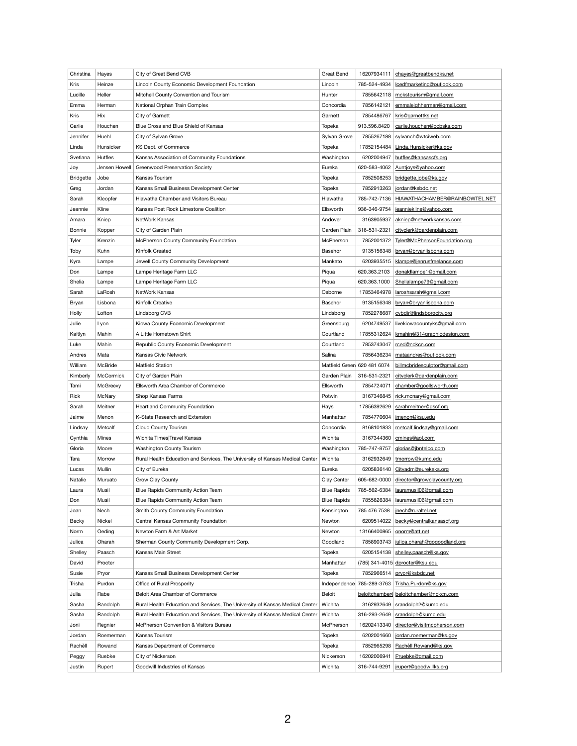| Christina | Hayes | City of Great Bend CVB | Great Bend | 16207934111 | chayes@greatbendks.net |
|---|---|---|---|---|---|
| Kris | Heinze | Lincoln County Economic Development Foundation | Lincoln | 785-524-4934 | lcedfmarketing@outlook.com |
| Lucille | Heller | Mitchell County Convention and Tourism | Hunter | 7855642118 | mckstourism@gmail.com |
| Emma | Herman | National Orphan Train Complex | Concordia | 7856142121 | emmaleighherman@gmail.com |
| Kris | Hix | City of Garnett | Garnett | 7854486767 | kris@garnettks.net |
| Carlie | Houchen | Blue Cross and Blue Shield of Kansas | Topeka | 913.596.8420 | carlie.houchen@bcbsks.com |
| Jennifer | Huehl | City of Sylvan Grove | Sylvan Grove | 7855267188 | sylvanch@wtciweb.com |
| Linda | Hunsicker | KS Dept. of Commerce | Topeka | 17852154484 | Linda.Hunsicker@ks.gov |
| Svetlana | Hutfles | Kansas Association of Community Foundations | Washington | 6202004947 | hutfles@kansascfs.org |
| Joy | Jensen Howell | Greenwood Preservation Society | Eureka | 620-583-4062 | Auntjoys@yahoo.com |
| Bridgette | Jobe | Kansas Tourism | Topeka | 7852508253 | bridgette.jobe@ks.gov |
| Greg | Jordan | Kansas Small Business Development Center | Topeka | 7852913263 | jordan@ksbdc.net |
| Sarah | Kleopfer | Hiawatha Chamber and Visitors Bureau | Hiawatha | 785-742-7136 | HIAWATHACHAMBER@RAINBOWTEL.NET |
| Jeannie | Kline | Kansas Post Rock Limestone Coalition | Ellsworth | 936-346-9754 | jeanniekline@yahoo.com |
| Amara | Kniep | NetWork Kansas | Andover | 3163905937 | akniep@networkkansas.com |
| Bonnie | Kopper | City of Garden Plain | Garden Plain | 316-531-2321 | cityclerk@gardenplain.com |
| Tyler | Krenzin | McPherson County Community Foundation | McPherson | 7852001372 | Tyler@McPhersonFoundation.org |
| Toby | Kuhn | Kinfolk Created | Basehor | 9135156348 | bryan@bryanlisbona.com |
| Kyra | Lampe | Jewell County Community Development | Mankato | 6203935515 | klampe@jenrusfreelance.com |
| Don | Lampe | Lampe Heritage Farm LLC | Piqua | 620.363.2103 | donaldlampe1@gmail.com |
| Shelia | Lampe | Lampe Heritage Farm LLC | Piqua | 620.363.1000 | Shelialampe79@gmail.com |
| Sarah | LaRosh | NetWork Kansas | Osborne | 17853464978 | laroshsarah@gmail.com |
| Bryan | Lisbona | Kinfolk Creative | Basehor | 9135156348 | bryan@bryanlisbona.com |
| Holly | Lofton | Lindsborg CVB | Lindsborg | 7852278687 | cvbdir@lindsborgcity.org |
| Julie | Lyon | Kiowa County Economic Development | Greensburg | 6204749537 | livekiowacountyks@gmail.com |
| Kaitlyn | Mahin | A Little Hometown Shirt | Courtland | 17855312624 | kmahin@314graphicdesign.com |
| Luke | Mahin | Republic County Economic Development | Courtland | 7853743047 | rced@nckcn.com |
| Andres | Mata | Kansas Civic Network | Salina | 7856436234 | mataandres@outlook.com |
| William | McBride | Matfield Station | Matfield Green | 620 481 6074 | billmcbridesculptor@gmail.com |
| Kimberly | McCormick | City of Garden Plain | Garden Plain | 316-531-2321 | cityclerk@gardenplain.com |
| Tami | McGreevy | Ellsworth Area Chamber of Commerce | Ellsworth | 7854724071 | chamber@goellsworth.com |
| Rick | McNary | Shop Kansas Farms | Potwin | 3167346845 | rick.mcnary@gmail.com |
| Sarah | Meitner | Heartland Community Foundation | Hays | 17856392629 | sarahmeitner@gscf.org |
| Jaime | Menon | K-State Research and Extension | Manhattan | 7854770604 | jmenon@ksu.edu |
| Lindsay | Metcalf | Cloud County Tourism | Concordia | 8168101833 | metcalf.lindsay@gmail.com |
| Cynthia | Mines | Wichita Times\|Travel Kansas | Wichita | 3167344360 | cmines@aol.com |
| Gloria | Moore | Washington County Tourism | Washington | 785-747-8757 | glorias@jbntelco.com |
| Tara | Morrow | Rural Health Education and Services, The University of Kansas Medical Center | Wichita | 3162932649 | tmorrow@kumc.edu |
| Lucas | Mullin | City of Eureka | Eureka | 6205836140 | Cityadm@eurekaks.org |
| Natalie | Muruato | Grow Clay County | Clay Center | 605-682-0000 | director@growclaycounty.org |
| Laura | Musil | Blue Rapids Community Action Team | Blue Rapids | 785-562-6384 | lauramusil06@gmail.com |
| Don | Musil | Blue Rapids Community Action Team | Blue Rapids | 7855626384 | lauramusil06@gmail.com |
| Joan | Nech | Smith County Community Foundation | Kensington | 785 476 7538 | jnech@ruraltel.net |
| Becky | Nickel | Central Kansas Community Foundation | Newton | 6209514022 | becky@centralkansascf.org |
| Norm | Oeding | Newton Farm & Art Market | Newton | 13166400865 | onorm@att.net |
| Julica | Oharah | Sherman County Community Development Corp. | Goodland | 7858903743 | julica.oharah@gogoodland.org |
| Shelley | Paasch | Kansas Main Street | Topeka | 6205154138 | shelley.paasch@ks.gov |
| David | Procter | | Manhattan | (785) 341-4015 | dprocter@ksu.edu |
| Susie | Pryor | Kansas Small Business Development Center | Topeka | 7852966514 | pryor@ksbdc.net |
| Trisha | Purdon | Office of Rural Prosperity | Independence | 785-289-3763 | Trisha.Purdon@ks.gov |
| Julia | Rabe | Beloit Area Chamber of Commerce | Beloit | beloitchamber( | beloitchamber@nckcn.com |
| Sasha | Randolph | Rural Health Education and Services, The University of Kansas Medical Center | Wichita | 3162932649 | srandolph2@kumc.edu |
| Sasha | Randolph | Rural Health Education and Services, The University of Kansas Medical Center | Wichita | 316-293-2649 | srandolph@kumc.edu |
| Joni | Regnier | McPherson Convention & Visitors Bureau | McPherson | 16202413340 | director@visitmcpherson.com |
| Jordan | Roemerman | Kansas Tourism | Topeka | 6202001660 | jordan.roemerman@ks.gov |
| Rachèll | Rowand | Kansas Department of Commerce | Topeka | 7852965298 | Rachèll.Rowand@ks.gov |
| Peggy | Ruebke | City of Nickerson | Nickerson | 16202006941 | Pruebke@gmail.com |
| Justin | Rupert | Goodwill Industries of Kansas | Wichita | 316-744-9291 | jrupert@goodwillks.org |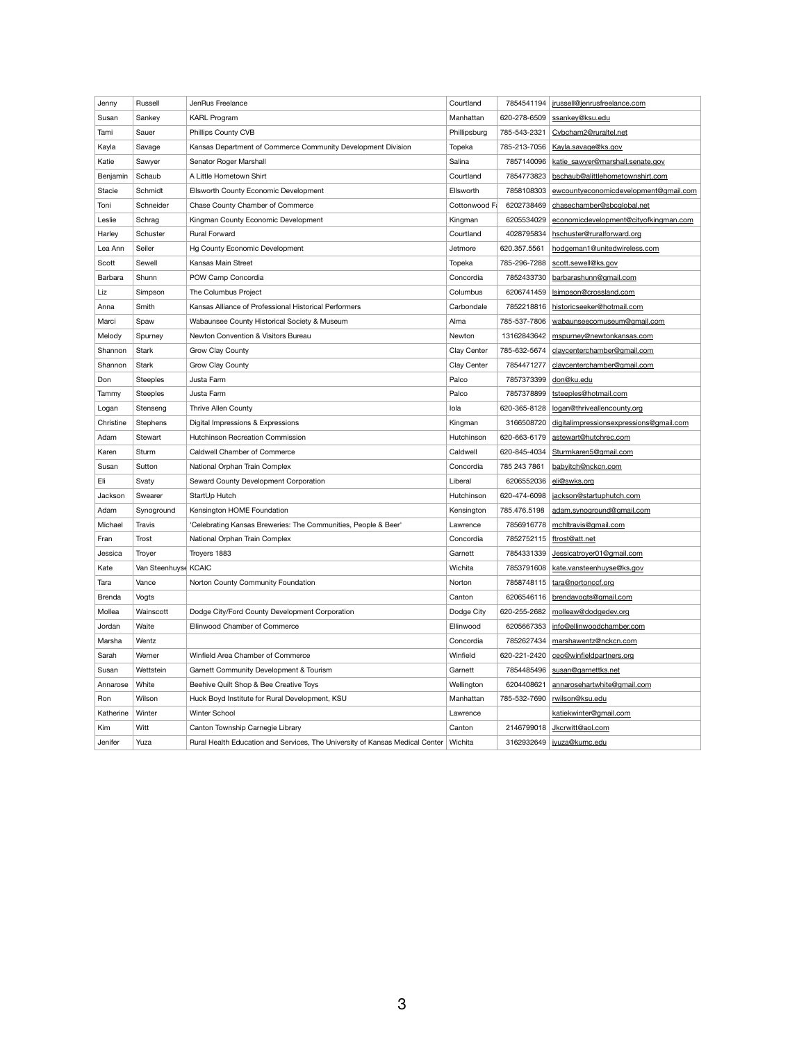| | | | | | |
|---|---|---|---|---|---|
| Jenny | Russell | JenRus Freelance | Courtland | 7854541194 | jrussell@jenrusfreelance.com |
| Susan | Sankey | KARL Program | Manhattan | 620-278-6509 | ssankey@ksu.edu |
| Tami | Sauer | Phillips County CVB | Phillipsburg | 785-543-2321 | Cvbcham2@ruraltel.net |
| Kayla | Savage | Kansas Department of Commerce Community Development Division | Topeka | 785-213-7056 | Kayla.savage@ks.gov |
| Katie | Sawyer | Senator Roger Marshall | Salina | 7857140096 | katie_sawyer@marshall.senate.gov |
| Benjamin | Schaub | A Little Hometown Shirt | Courtland | 7854773823 | bschaub@alittlehometownshirt.com |
| Stacie | Schmidt | Ellsworth County Economic Development | Ellsworth | 7858108303 | ewcountyeconomicdevelopment@gmail.com |
| Toni | Schneider | Chase County Chamber of Commerce | Cottonwood F | 6202738469 | chasechamber@sbcglobal.net |
| Leslie | Schrag | Kingman County Economic Development | Kingman | 6205534029 | economicdevelopment@cityofkingman.com |
| Harley | Schuster | Rural Forward | Courtland | 4028795834 | hschuster@ruralforward.org |
| Lea Ann | Seiler | Hg County Economic Development | Jetmore | 620.357.5561 | hodgeman1@unitedwireless.com |
| Scott | Sewell | Kansas Main Street | Topeka | 785-296-7288 | scott.sewell@ks.gov |
| Barbara | Shunn | POW Camp Concordia | Concordia | 7852433730 | barbarashunn@gmail.com |
| Liz | Simpson | The Columbus Project | Columbus | 6206741459 | lsimpson@crossland.com |
| Anna | Smith | Kansas Alliance of Professional Historical Performers | Carbondale | 7852218816 | historicseeker@hotmail.com |
| Marci | Spaw | Wabaunsee County Historical Society & Museum | Alma | 785-537-7806 | wabaunseecomuseum@gmail.com |
| Melody | Spurney | Newton Convention & Visitors Bureau | Newton | 13162843642 | mspurney@newtonkansas.com |
| Shannon | Stark | Grow Clay County | Clay Center | 785-632-5674 | claycenterchamber@gmail.com |
| Shannon | Stark | Grow Clay County | Clay Center | 7854471277 | claycenterchamber@gmail.com |
| Don | Steeples | Justa Farm | Palco | 7857373399 | don@ku.edu |
| Tammy | Steeples | Justa Farm | Palco | 7857378899 | tsteeples@hotmail.com |
| Logan | Stenseng | Thrive Allen County | Iola | 620-365-8128 | logan@thriveallencounty.org |
| Christine | Stephens | Digital Impressions & Expressions | Kingman | 3166508720 | digitalimpressionsexpressions@gmail.com |
| Adam | Stewart | Hutchinson Recreation Commission | Hutchinson | 620-663-6179 | astewart@hutchrec.com |
| Karen | Sturm | Caldwell Chamber of Commerce | Caldwell | 620-845-4034 | Sturmkaren5@gmail.com |
| Susan | Sutton | National Orphan Train Complex | Concordia | 785 243 7861 | babyitch@nckcn.com |
| Eli | Svaty | Seward County Development Corporation | Liberal | 6206552036 | eli@swks.org |
| Jackson | Swearer | StartUp Hutch | Hutchinson | 620-474-6098 | jackson@startuphutch.com |
| Adam | Synoground | Kensington HOME Foundation | Kensington | 785.476.5198 | adam.synoground@gmail.com |
| Michael | Travis | 'Celebrating Kansas Breweries: The Communities, People & Beer' | Lawrence | 7856916778 | mchltravis@gmail.com |
| Fran | Trost | National Orphan Train Complex | Concordia | 7852752115 | ftrost@att.net |
| Jessica | Troyer | Troyers 1883 | Garnett | 7854331339 | Jessicatroyer01@gmail.com |
| Kate | Van Steenhuyse | KCAIC | Wichita | 7853791608 | kate.vansteenhuyse@ks.gov |
| Tara | Vance | Norton County Community Foundation | Norton | 7858748115 | tara@nortonccf.org |
| Brenda | Vogts | | Canton | 6206546116 | brendavogts@gmail.com |
| Mollea | Wainscott | Dodge City/Ford County Development Corporation | Dodge City | 620-255-2682 | molleaw@dodgedev.org |
| Jordan | Waite | Ellinwood Chamber of Commerce | Ellinwood | 6205667353 | info@ellinwoodchamber.com |
| Marsha | Wentz | | Concordia | 7852627434 | marshawentz@nckcn.com |
| Sarah | Werner | Winfield Area Chamber of Commerce | Winfield | 620-221-2420 | ceo@winfieldpartners.org |
| Susan | Wettstein | Garnett Community Development & Tourism | Garnett | 7854485496 | susan@garnettks.net |
| Annarose | White | Beehive Quilt Shop & Bee Creative Toys | Wellington | 6204408621 | annarosehartwhite@gmail.com |
| Ron | Wilson | Huck Boyd Institute for Rural Development, KSU | Manhattan | 785-532-7690 | rwilson@ksu.edu |
| Katherine | Winter | Winter School | Lawrence | | katiekwinter@gmail.com |
| Kim | Witt | Canton Township Carnegie Library | Canton | 2146799018 | Jkcrwitt@aol.com |
| Jenifer | Yuza | Rural Health Education and Services, The University of Kansas Medical Center | Wichita | 3162932649 | jyuza@kumc.edu |